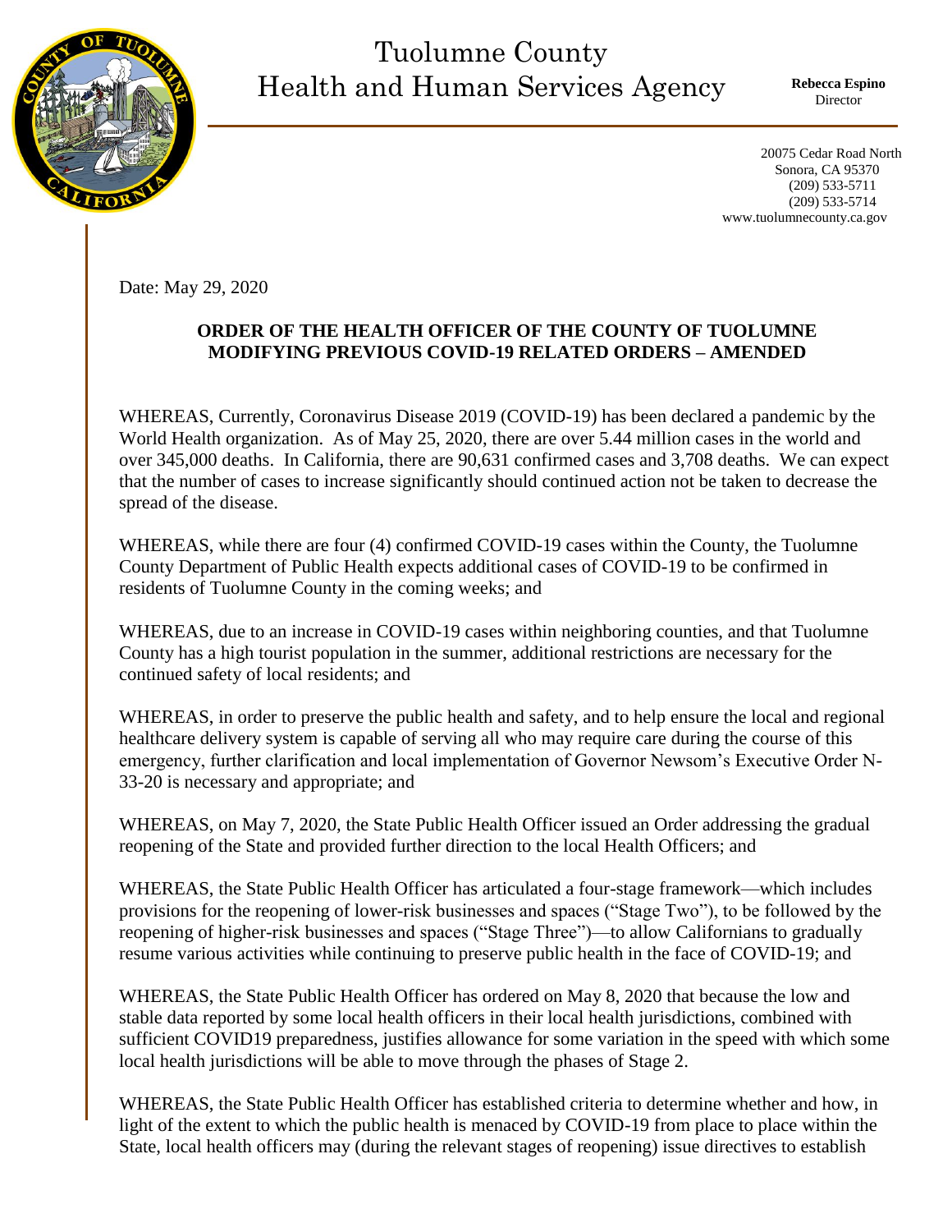# Tuolumne County Health and Human Services Agency

**Rebecca Espino**
Director

20075 Cedar Road North
Sonora, CA 95370
(209) 533-5711
(209) 533-5714
www.tuolumnecounty.ca.gov

Date: May 29, 2020

**ORDER OF THE HEALTH OFFICER OF THE COUNTY OF TUOLUMNE MODIFYING PREVIOUS COVID-19 RELATED ORDERS – AMENDED**

WHEREAS, Currently, Coronavirus Disease 2019 (COVID-19) has been declared a pandemic by the World Health organization. As of May 25, 2020, there are over 5.44 million cases in the world and over 345,000 deaths. In California, there are 90,631 confirmed cases and 3,708 deaths. We can expect that the number of cases to increase significantly should continued action not be taken to decrease the spread of the disease.

WHEREAS, while there are four (4) confirmed COVID-19 cases within the County, the Tuolumne County Department of Public Health expects additional cases of COVID-19 to be confirmed in residents of Tuolumne County in the coming weeks; and

WHEREAS, due to an increase in COVID-19 cases within neighboring counties, and that Tuolumne County has a high tourist population in the summer, additional restrictions are necessary for the continued safety of local residents; and

WHEREAS, in order to preserve the public health and safety, and to help ensure the local and regional healthcare delivery system is capable of serving all who may require care during the course of this emergency, further clarification and local implementation of Governor Newsom's Executive Order N-33-20 is necessary and appropriate; and

WHEREAS, on May 7, 2020, the State Public Health Officer issued an Order addressing the gradual reopening of the State and provided further direction to the local Health Officers; and

WHEREAS, the State Public Health Officer has articulated a four-stage framework—which includes provisions for the reopening of lower-risk businesses and spaces ("Stage Two"), to be followed by the reopening of higher-risk businesses and spaces ("Stage Three")—to allow Californians to gradually resume various activities while continuing to preserve public health in the face of COVID-19; and

WHEREAS, the State Public Health Officer has ordered on May 8, 2020 that because the low and stable data reported by some local health officers in their local health jurisdictions, combined with sufficient COVID19 preparedness, justifies allowance for some variation in the speed with which some local health jurisdictions will be able to move through the phases of Stage 2.

WHEREAS, the State Public Health Officer has established criteria to determine whether and how, in light of the extent to which the public health is menaced by COVID-19 from place to place within the State, local health officers may (during the relevant stages of reopening) issue directives to establish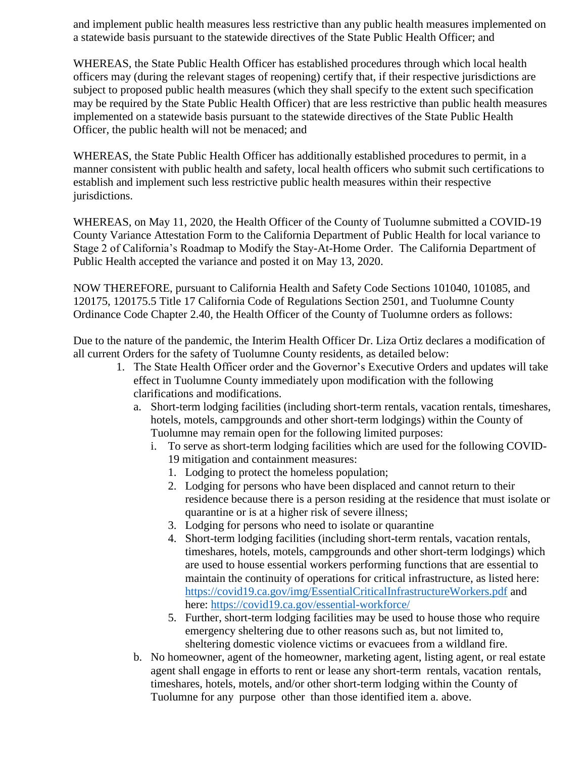and implement public health measures less restrictive than any public health measures implemented on a statewide basis pursuant to the statewide directives of the State Public Health Officer; and

WHEREAS, the State Public Health Officer has established procedures through which local health officers may (during the relevant stages of reopening) certify that, if their respective jurisdictions are subject to proposed public health measures (which they shall specify to the extent such specification may be required by the State Public Health Officer) that are less restrictive than public health measures implemented on a statewide basis pursuant to the statewide directives of the State Public Health Officer, the public health will not be menaced; and

WHEREAS, the State Public Health Officer has additionally established procedures to permit, in a manner consistent with public health and safety, local health officers who submit such certifications to establish and implement such less restrictive public health measures within their respective jurisdictions.

WHEREAS, on May 11, 2020, the Health Officer of the County of Tuolumne submitted a COVID-19 County Variance Attestation Form to the California Department of Public Health for local variance to Stage 2 of California's Roadmap to Modify the Stay-At-Home Order. The California Department of Public Health accepted the variance and posted it on May 13, 2020.

NOW THEREFORE, pursuant to California Health and Safety Code Sections 101040, 101085, and 120175, 120175.5 Title 17 California Code of Regulations Section 2501, and Tuolumne County Ordinance Code Chapter 2.40, the Health Officer of the County of Tuolumne orders as follows:

Due to the nature of the pandemic, the Interim Health Officer Dr. Liza Ortiz declares a modification of all current Orders for the safety of Tuolumne County residents, as detailed below:

1. The State Health Officer order and the Governor's Executive Orders and updates will take effect in Tuolumne County immediately upon modification with the following clarifications and modifications.
   a. Short-term lodging facilities (including short-term rentals, vacation rentals, timeshares, hotels, motels, campgrounds and other short-term lodgings) within the County of Tuolumne may remain open for the following limited purposes:
      i. To serve as short-term lodging facilities which are used for the following COVID-19 mitigation and containment measures:
         1. Lodging to protect the homeless population;
         2. Lodging for persons who have been displaced and cannot return to their residence because there is a person residing at the residence that must isolate or quarantine or is at a higher risk of severe illness;
         3. Lodging for persons who need to isolate or quarantine
         4. Short-term lodging facilities (including short-term rentals, vacation rentals, timeshares, hotels, motels, campgrounds and other short-term lodgings) which are used to house essential workers performing functions that are essential to maintain the continuity of operations for critical infrastructure, as listed here: https://covid19.ca.gov/img/EssentialCriticalInfrastructureWorkers.pdf and here: https://covid19.ca.gov/essential-workforce/
         5. Further, short-term lodging facilities may be used to house those who require emergency sheltering due to other reasons such as, but not limited to, sheltering domestic violence victims or evacuees from a wildland fire.
   b. No homeowner, agent of the homeowner, marketing agent, listing agent, or real estate agent shall engage in efforts to rent or lease any short-term rentals, vacation rentals, timeshares, hotels, motels, and/or other short-term lodging within the County of Tuolumne for any purpose other than those identified item a. above.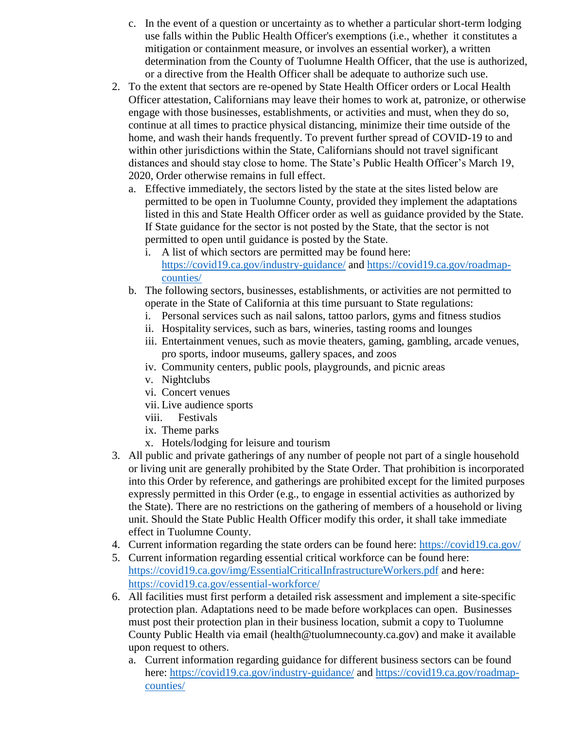c. In the event of a question or uncertainty as to whether a particular short-term lodging use falls within the Public Health Officer's exemptions (i.e., whether it constitutes a mitigation or containment measure, or involves an essential worker), a written determination from the County of Tuolumne Health Officer, that the use is authorized, or a directive from the Health Officer shall be adequate to authorize such use.

2. To the extent that sectors are re-opened by State Health Officer orders or Local Health Officer attestation, Californians may leave their homes to work at, patronize, or otherwise engage with those businesses, establishments, or activities and must, when they do so, continue at all times to practice physical distancing, minimize their time outside of the home, and wash their hands frequently. To prevent further spread of COVID-19 to and within other jurisdictions within the State, Californians should not travel significant distances and should stay close to home. The State's Public Health Officer's March 19, 2020, Order otherwise remains in full effect.
   a. Effective immediately, the sectors listed by the state at the sites listed below are permitted to be open in Tuolumne County, provided they implement the adaptations listed in this and State Health Officer order as well as guidance provided by the State. If State guidance for the sector is not posted by the State, that the sector is not permitted to open until guidance is posted by the State.
      i. A list of which sectors are permitted may be found here: https://covid19.ca.gov/industry-guidance/ and https://covid19.ca.gov/roadmap-counties/
   b. The following sectors, businesses, establishments, or activities are not permitted to operate in the State of California at this time pursuant to State regulations:
      i. Personal services such as nail salons, tattoo parlors, gyms and fitness studios
      ii. Hospitality services, such as bars, wineries, tasting rooms and lounges
      iii. Entertainment venues, such as movie theaters, gaming, gambling, arcade venues, pro sports, indoor museums, gallery spaces, and zoos
      iv. Community centers, public pools, playgrounds, and picnic areas
      v. Nightclubs
      vi. Concert venues
      vii. Live audience sports
      viii. Festivals
      ix. Theme parks
      x. Hotels/lodging for leisure and tourism

3. All public and private gatherings of any number of people not part of a single household or living unit are generally prohibited by the State Order. That prohibition is incorporated into this Order by reference, and gatherings are prohibited except for the limited purposes expressly permitted in this Order (e.g., to engage in essential activities as authorized by the State). There are no restrictions on the gathering of members of a household or living unit. Should the State Public Health Officer modify this order, it shall take immediate effect in Tuolumne County.

4. Current information regarding the state orders can be found here: https://covid19.ca.gov/

5. Current information regarding essential critical workforce can be found here: https://covid19.ca.gov/img/EssentialCriticalInfrastructureWorkers.pdf and here: https://covid19.ca.gov/essential-workforce/

6. All facilities must first perform a detailed risk assessment and implement a site-specific protection plan. Adaptations need to be made before workplaces can open. Businesses must post their protection plan in their business location, submit a copy to Tuolumne County Public Health via email (health@tuolumnecounty.ca.gov) and make it available upon request to others.
   a. Current information regarding guidance for different business sectors can be found here: https://covid19.ca.gov/industry-guidance/ and https://covid19.ca.gov/roadmap-counties/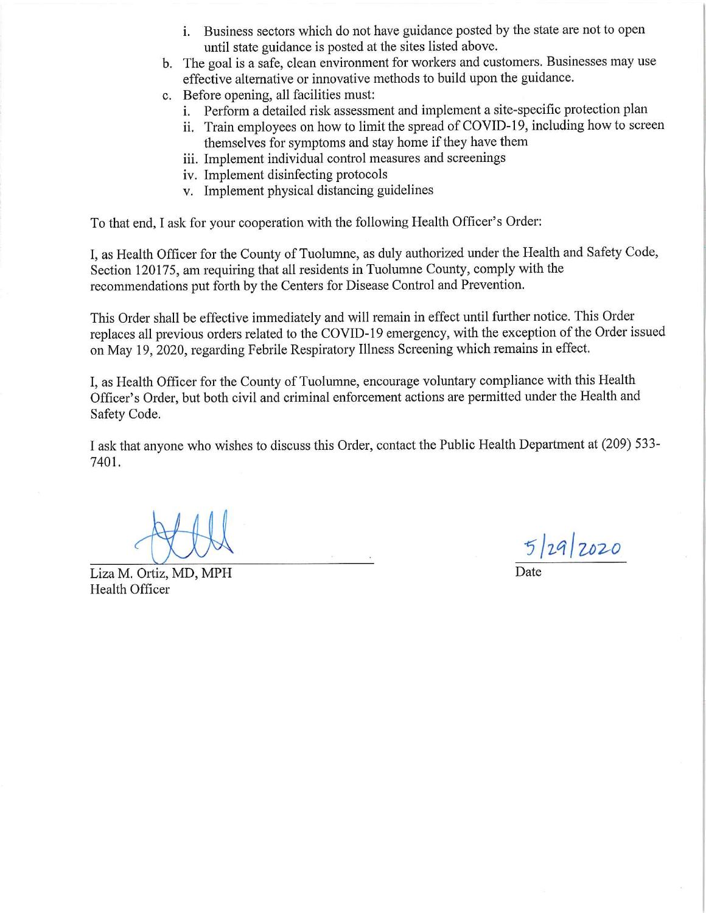i. Business sectors which do not have guidance posted by the state are not to open until state guidance is posted at the sites listed above.

b. The goal is a safe, clean environment for workers and customers. Businesses may use effective alternative or innovative methods to build upon the guidance.

c. Before opening, all facilities must:
   i. Perform a detailed risk assessment and implement a site-specific protection plan
   ii. Train employees on how to limit the spread of COVID-19, including how to screen themselves for symptoms and stay home if they have them
   iii. Implement individual control measures and screenings
   iv. Implement disinfecting protocols
   v. Implement physical distancing guidelines

To that end, I ask for your cooperation with the following Health Officer's Order:

I, as Health Officer for the County of Tuolumne, as duly authorized under the Health and Safety Code, Section 120175, am requiring that all residents in Tuolumne County, comply with the recommendations put forth by the Centers for Disease Control and Prevention.

This Order shall be effective immediately and will remain in effect until further notice. This Order replaces all previous orders related to the COVID-19 emergency, with the exception of the Order issued on May 19, 2020, regarding Febrile Respiratory Illness Screening which remains in effect.

I, as Health Officer for the County of Tuolumne, encourage voluntary compliance with this Health Officer's Order, but both civil and criminal enforcement actions are permitted under the Health and Safety Code.

I ask that anyone who wishes to discuss this Order, contact the Public Health Department at (209) 533-7401.

Liza M. Ortiz, MD, MPH
Health Officer

5/29/2020
Date